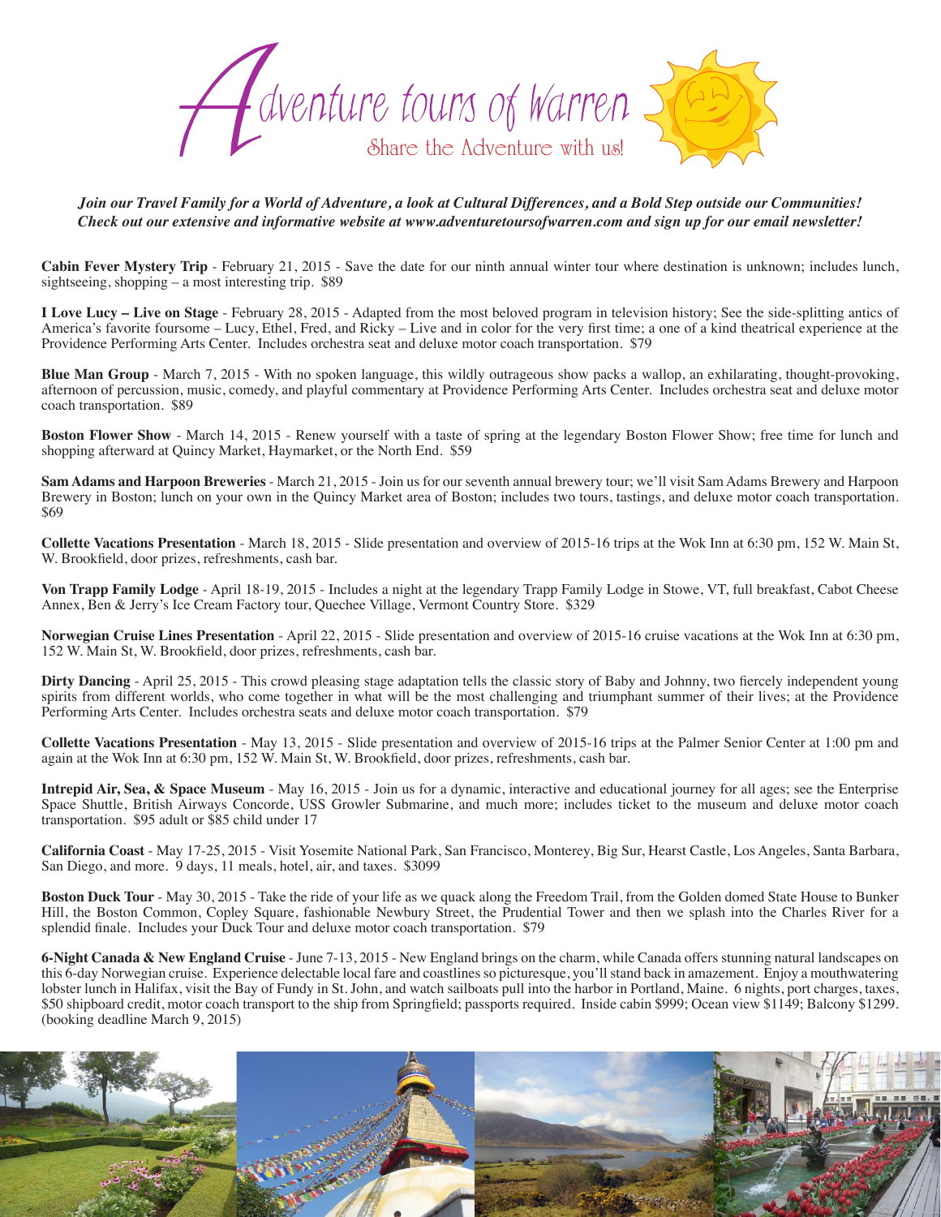# Adventure tours of Warren

Share the Adventure with us!

***Join our Travel Family for a World of Adventure, a look at Cultural Differences, and a Bold Step outside our Communities! Check out our extensive and informative website at www.adventuretoursofwarren.com and sign up for our email newsletter!***

**Cabin Fever Mystery Trip** - February 21, 2015 - Save the date for our ninth annual winter tour where destination is unknown; includes lunch, sightseeing, shopping – a most interesting trip. $89

**I Love Lucy – Live on Stage** - February 28, 2015 - Adapted from the most beloved program in television history; See the side-splitting antics of America's favorite foursome – Lucy, Ethel, Fred, and Ricky – Live and in color for the very first time; a one of a kind theatrical experience at the Providence Performing Arts Center. Includes orchestra seat and deluxe motor coach transportation. $79

**Blue Man Group** - March 7, 2015 - With no spoken language, this wildly outrageous show packs a wallop, an exhilarating, thought-provoking, afternoon of percussion, music, comedy, and playful commentary at Providence Performing Arts Center. Includes orchestra seat and deluxe motor coach transportation. $89

**Boston Flower Show** - March 14, 2015 - Renew yourself with a taste of spring at the legendary Boston Flower Show; free time for lunch and shopping afterward at Quincy Market, Haymarket, or the North End. $59

**Sam Adams and Harpoon Breweries** - March 21, 2015 - Join us for our seventh annual brewery tour; we'll visit Sam Adams Brewery and Harpoon Brewery in Boston; lunch on your own in the Quincy Market area of Boston; includes two tours, tastings, and deluxe motor coach transportation. $69

**Collette Vacations Presentation** - March 18, 2015 - Slide presentation and overview of 2015-16 trips at the Wok Inn at 6:30 pm, 152 W. Main St, W. Brookfield, door prizes, refreshments, cash bar.

**Von Trapp Family Lodge** - April 18-19, 2015 - Includes a night at the legendary Trapp Family Lodge in Stowe, VT, full breakfast, Cabot Cheese Annex, Ben & Jerry's Ice Cream Factory tour, Quechee Village, Vermont Country Store. $329

**Norwegian Cruise Lines Presentation** - April 22, 2015 - Slide presentation and overview of 2015-16 cruise vacations at the Wok Inn at 6:30 pm, 152 W. Main St, W. Brookfield, door prizes, refreshments, cash bar.

**Dirty Dancing** - April 25, 2015 - This crowd pleasing stage adaptation tells the classic story of Baby and Johnny, two fiercely independent young spirits from different worlds, who come together in what will be the most challenging and triumphant summer of their lives; at the Providence Performing Arts Center. Includes orchestra seats and deluxe motor coach transportation. $79

**Collette Vacations Presentation** - May 13, 2015 - Slide presentation and overview of 2015-16 trips at the Palmer Senior Center at 1:00 pm and again at the Wok Inn at 6:30 pm, 152 W. Main St, W. Brookfield, door prizes, refreshments, cash bar.

**Intrepid Air, Sea, & Space Museum** - May 16, 2015 - Join us for a dynamic, interactive and educational journey for all ages; see the Enterprise Space Shuttle, British Airways Concorde, USS Growler Submarine, and much more; includes ticket to the museum and deluxe motor coach transportation. $95 adult or $85 child under 17

**California Coast** - May 17-25, 2015 - Visit Yosemite National Park, San Francisco, Monterey, Big Sur, Hearst Castle, Los Angeles, Santa Barbara, San Diego, and more. 9 days, 11 meals, hotel, air, and taxes. $3099

**Boston Duck Tour** - May 30, 2015 - Take the ride of your life as we quack along the Freedom Trail, from the Golden domed State House to Bunker Hill, the Boston Common, Copley Square, fashionable Newbury Street, the Prudential Tower and then we splash into the Charles River for a splendid finale. Includes your Duck Tour and deluxe motor coach transportation. $79

**6-Night Canada & New England Cruise** - June 7-13, 2015 - New England brings on the charm, while Canada offers stunning natural landscapes on this 6-day Norwegian cruise. Experience delectable local fare and coastlines so picturesque, you'll stand back in amazement. Enjoy a mouthwatering lobster lunch in Halifax, visit the Bay of Fundy in St. John, and watch sailboats pull into the harbor in Portland, Maine. 6 nights, port charges, taxes, $50 shipboard credit, motor coach transport to the ship from Springfield; passports required. Inside cabin $999; Ocean view $1149; Balcony $1299. (booking deadline March 9, 2015)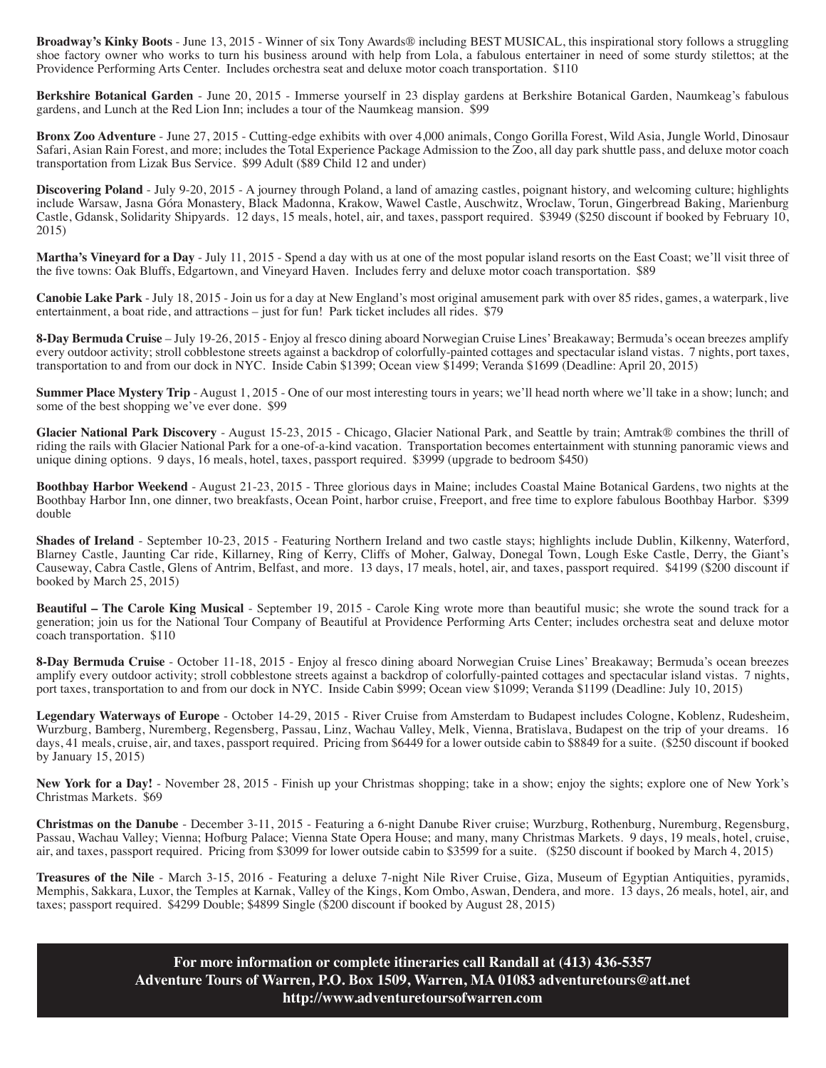**Broadway's Kinky Boots** - June 13, 2015 - Winner of six Tony Awards® including BEST MUSICAL, this inspirational story follows a struggling shoe factory owner who works to turn his business around with help from Lola, a fabulous entertainer in need of some sturdy stilettos; at the Providence Performing Arts Center. Includes orchestra seat and deluxe motor coach transportation. $110

**Berkshire Botanical Garden** - June 20, 2015 - Immerse yourself in 23 display gardens at Berkshire Botanical Garden, Naumkeag's fabulous gardens, and Lunch at the Red Lion Inn; includes a tour of the Naumkeag mansion. $99

**Bronx Zoo Adventure** - June 27, 2015 - Cutting-edge exhibits with over 4,000 animals, Congo Gorilla Forest, Wild Asia, Jungle World, Dinosaur Safari, Asian Rain Forest, and more; includes the Total Experience Package Admission to the Zoo, all day park shuttle pass, and deluxe motor coach transportation from Lizak Bus Service. $99 Adult ($89 Child 12 and under)

**Discovering Poland** - July 9-20, 2015 - A journey through Poland, a land of amazing castles, poignant history, and welcoming culture; highlights include Warsaw, Jasna Góra Monastery, Black Madonna, Krakow, Wawel Castle, Auschwitz, Wroclaw, Torun, Gingerbread Baking, Marienburg Castle, Gdansk, Solidarity Shipyards. 12 days, 15 meals, hotel, air, and taxes, passport required. $3949 ($250 discount if booked by February 10, 2015)

**Martha's Vineyard for a Day** - July 11, 2015 - Spend a day with us at one of the most popular island resorts on the East Coast; we'll visit three of the five towns: Oak Bluffs, Edgartown, and Vineyard Haven. Includes ferry and deluxe motor coach transportation. $89

**Canobie Lake Park** - July 18, 2015 - Join us for a day at New England's most original amusement park with over 85 rides, games, a waterpark, live entertainment, a boat ride, and attractions – just for fun! Park ticket includes all rides. $79

**8-Day Bermuda Cruise** – July 19-26, 2015 - Enjoy al fresco dining aboard Norwegian Cruise Lines' Breakaway; Bermuda's ocean breezes amplify every outdoor activity; stroll cobblestone streets against a backdrop of colorfully-painted cottages and spectacular island vistas. 7 nights, port taxes, transportation to and from our dock in NYC. Inside Cabin $1399; Ocean view $1499; Veranda $1699 (Deadline: April 20, 2015)

**Summer Place Mystery Trip** - August 1, 2015 - One of our most interesting tours in years; we'll head north where we'll take in a show; lunch; and some of the best shopping we've ever done. $99

**Glacier National Park Discovery** - August 15-23, 2015 - Chicago, Glacier National Park, and Seattle by train; Amtrak® combines the thrill of riding the rails with Glacier National Park for a one-of-a-kind vacation. Transportation becomes entertainment with stunning panoramic views and unique dining options. 9 days, 16 meals, hotel, taxes, passport required. $3999 (upgrade to bedroom $450)

**Boothbay Harbor Weekend** - August 21-23, 2015 - Three glorious days in Maine; includes Coastal Maine Botanical Gardens, two nights at the Boothbay Harbor Inn, one dinner, two breakfasts, Ocean Point, harbor cruise, Freeport, and free time to explore fabulous Boothbay Harbor. $399 double

**Shades of Ireland** - September 10-23, 2015 - Featuring Northern Ireland and two castle stays; highlights include Dublin, Kilkenny, Waterford, Blarney Castle, Jaunting Car ride, Killarney, Ring of Kerry, Cliffs of Moher, Galway, Donegal Town, Lough Eske Castle, Derry, the Giant's Causeway, Cabra Castle, Glens of Antrim, Belfast, and more. 13 days, 17 meals, hotel, air, and taxes, passport required. $4199 ($200 discount if booked by March 25, 2015)

**Beautiful – The Carole King Musical** - September 19, 2015 - Carole King wrote more than beautiful music; she wrote the sound track for a generation; join us for the National Tour Company of Beautiful at Providence Performing Arts Center; includes orchestra seat and deluxe motor coach transportation. $110

**8-Day Bermuda Cruise** - October 11-18, 2015 - Enjoy al fresco dining aboard Norwegian Cruise Lines' Breakaway; Bermuda's ocean breezes amplify every outdoor activity; stroll cobblestone streets against a backdrop of colorfully-painted cottages and spectacular island vistas. 7 nights, port taxes, transportation to and from our dock in NYC. Inside Cabin $999; Ocean view $1099; Veranda $1199 (Deadline: July 10, 2015)

**Legendary Waterways of Europe** - October 14-29, 2015 - River Cruise from Amsterdam to Budapest includes Cologne, Koblenz, Rudesheim, Wurzburg, Bamberg, Nuremberg, Regensberg, Passau, Linz, Wachau Valley, Melk, Vienna, Bratislava, Budapest on the trip of your dreams. 16 days, 41 meals, cruise, air, and taxes, passport required. Pricing from $6449 for a lower outside cabin to $8849 for a suite. ($250 discount if booked by January 15, 2015)

**New York for a Day!** - November 28, 2015 - Finish up your Christmas shopping; take in a show; enjoy the sights; explore one of New York's Christmas Markets. $69

**Christmas on the Danube** - December 3-11, 2015 - Featuring a 6-night Danube River cruise; Wurzburg, Rothenburg, Nuremburg, Regensburg, Passau, Wachau Valley; Vienna; Hofburg Palace; Vienna State Opera House; and many, many Christmas Markets. 9 days, 19 meals, hotel, cruise, air, and taxes, passport required. Pricing from $3099 for lower outside cabin to $3599 for a suite. ($250 discount if booked by March 4, 2015)

**Treasures of the Nile** - March 3-15, 2016 - Featuring a deluxe 7-night Nile River Cruise, Giza, Museum of Egyptian Antiquities, pyramids, Memphis, Sakkara, Luxor, the Temples at Karnak, Valley of the Kings, Kom Ombo, Aswan, Dendera, and more. 13 days, 26 meals, hotel, air, and taxes; passport required. $4299 Double; $4899 Single ($200 discount if booked by August 28, 2015)

**For more information or complete itineraries call Randall at (413) 436-5357**
**Adventure Tours of Warren, P.O. Box 1509, Warren, MA 01083 adventuretours@att.net**
**http://www.adventuretoursofwarren.com**